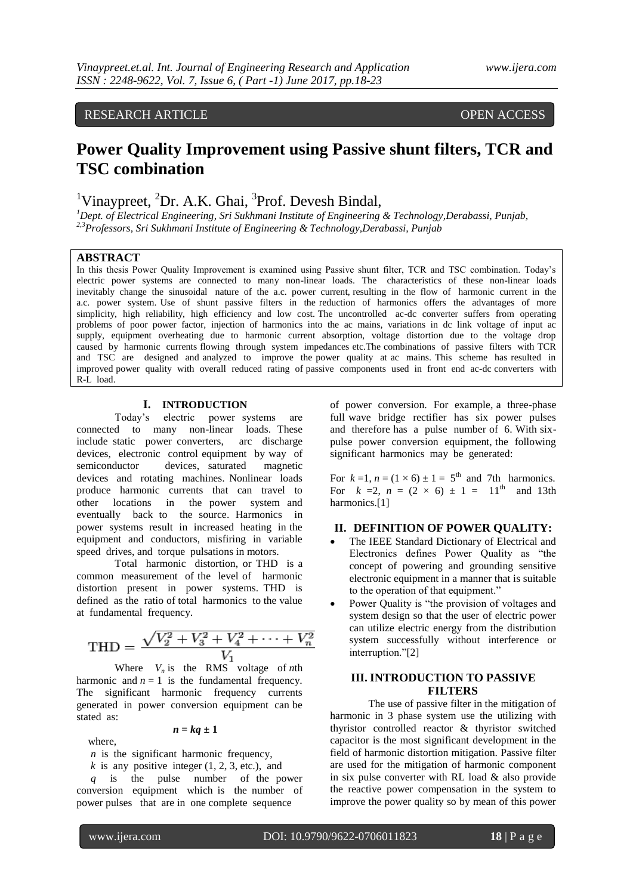RESEARCH ARTICLE OPEN ACCESS

# Power Quality Improvement using Passive shunt filters, TCR and TSC combination

Vinaypreet[1], Dr. A.K. Ghai[2], Prof. Devesh Bindal[3],

[1]*Dept. of Electrical Engineering, Sri Sukhmani Institute of Engineering & Technology,Derabassi, Punjab,*
[2,3]*Professors, Sri Sukhmani Institute of Engineering & Technology,Derabassi, Punjab*

## ABSTRACT

In this thesis Power Quality Improvement is examined using Passive shunt filter, TCR and TSC combination. Today's electric power systems are connected to many non-linear loads. The characteristics of these non-linear loads inevitably change the sinusoidal nature of the a.c. power current, resulting in the flow of harmonic current in the a.c. power system. Use of shunt passive filters in the reduction of harmonics offers the advantages of more simplicity, high reliability, high efficiency and low cost. The uncontrolled ac-dc converter suffers from operating problems of poor power factor, injection of harmonics into the ac mains, variations in dc link voltage of input ac supply, equipment overheating due to harmonic current absorption, voltage distortion due to the voltage drop caused by harmonic currents flowing through system impedances etc.The combinations of passive filters with TCR and TSC are designed and analyzed to improve the power quality at ac mains. This scheme has resulted in improved power quality with overall reduced rating of passive components used in front end ac-dc converters with R-L load.

## I. INTRODUCTION

Today's electric power systems are connected to many non-linear loads. These include static power converters, arc discharge devices, electronic control equipment by way of semiconductor devices, saturated magnetic devices and rotating machines. Nonlinear loads produce harmonic currents that can travel to other locations in the power system and eventually back to the source. Harmonics in power systems result in increased heating in the equipment and conductors, misfiring in variable speed drives, and torque pulsations in motors.

Total harmonic distortion, or THD is a common measurement of the level of harmonic distortion present in power systems. THD is defined as the ratio of total harmonics to the value at fundamental frequency.

$$\mathrm{THD} = \frac{\sqrt{V_2^2 + V_3^2 + V_4^2 + \cdots + V_n^2}}{V_1}$$

Where $V_n$ is the RMS voltage of $n$th harmonic and $n = 1$ is the fundamental frequency. The significant harmonic frequency currents generated in power conversion equipment can be stated as:

$$n = kq \pm 1$$

where,

$n$ is the significant harmonic frequency,

$k$ is any positive integer (1, 2, 3, etc.), and

$q$ is the pulse number of the power conversion equipment which is the number of power pulses that are in one complete sequence of power conversion. For example, a three-phase full wave bridge rectifier has six power pulses and therefore has a pulse number of 6. With six-pulse power conversion equipment, the following significant harmonics may be generated:

For $k = 1$, $n = (1 \times 6) \pm 1 = 5^{th}$ and 7th harmonics.
For $k = 2$, $n = (2 \times 6) \pm 1 = 11^{th}$ and 13th harmonics.[1]

## II. DEFINITION OF POWER QUALITY:

- The IEEE Standard Dictionary of Electrical and Electronics defines Power Quality as "the concept of powering and grounding sensitive electronic equipment in a manner that is suitable to the operation of that equipment."
- Power Quality is "the provision of voltages and system design so that the user of electric power can utilize electric energy from the distribution system successfully without interference or interruption."[2]

## III. INTRODUCTION TO PASSIVE FILTERS

The use of passive filter in the mitigation of harmonic in 3 phase system use the utilizing with thyristor controlled reactor & thyristor switched capacitor is the most significant development in the field of harmonic distortion mitigation. Passive filter are used for the mitigation of harmonic component in six pulse converter with RL load & also provide the reactive power compensation in the system to improve the power quality so by mean of this power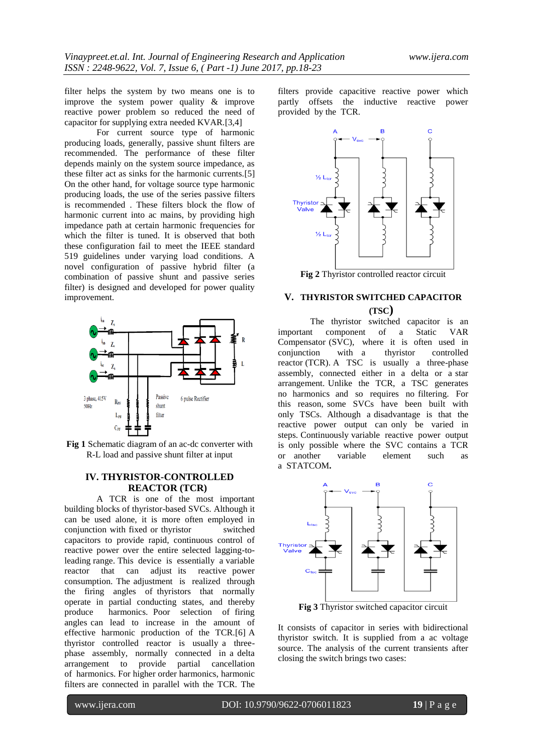filter helps the system by two means one is to improve the system power quality & improve reactive power problem so reduced the need of capacitor for supplying extra needed KVAR.[3,4]

For current source type of harmonic producing loads, generally, passive shunt filters are recommended. The performance of these filter depends mainly on the system source impedance, as these filter act as sinks for the harmonic currents.[5] On the other hand, for voltage source type harmonic producing loads, the use of the series passive filters is recommended . These filters block the flow of harmonic current into ac mains, by providing high impedance path at certain harmonic frequencies for which the filter is tuned. It is observed that both these configuration fail to meet the IEEE standard 519 guidelines under varying load conditions. A novel configuration of passive hybrid filter (a combination of passive shunt and passive series filter) is designed and developed for power quality improvement.

**Fig 1** Schematic diagram of an ac-dc converter with R-L load and passive shunt filter at input

## IV. THYRISTOR-CONTROLLED REACTOR (TCR)

A TCR is one of the most important building blocks of thyristor-based SVCs. Although it can be used alone, it is more often employed in conjunction with fixed or thyristor switched capacitors to provide rapid, continuous control of reactive power over the entire selected lagging-to-leading range. This device is essentially a variable reactor that can adjust its reactive power consumption. The adjustment is realized through the firing angles of thyristors that normally operate in partial conducting states, and thereby produce harmonics. Poor selection of firing angles can lead to increase in the amount of effective harmonic production of the TCR.[6] A thyristor controlled reactor is usually a three-phase assembly, normally connected in a delta arrangement to provide partial cancellation of harmonics. For higher order harmonics, harmonic filters are connected in parallel with the TCR. The filters provide capacitive reactive power which partly offsets the inductive reactive power provided by the TCR.

**Fig 2** Thyristor controlled reactor circuit

## V. THYRISTOR SWITCHED CAPACITOR (TSC)

The thyristor switched capacitor is an important component of a Static VAR Compensator (SVC), where it is often used in conjunction with a thyristor controlled reactor (TCR). A TSC is usually a three-phase assembly, connected either in a delta or a star arrangement. Unlike the TCR, a TSC generates no harmonics and so requires no filtering. For this reason, some SVCs have been built with only TSCs. Although a disadvantage is that the reactive power output can only be varied in steps. Continuously variable reactive power output is only possible where the SVC contains a TCR or another variable element such as a STATCOM**.**

**Fig 3** Thyristor switched capacitor circuit

It consists of capacitor in series with bidirectional thyristor switch. It is supplied from a ac voltage source. The analysis of the current transients after closing the switch brings two cases: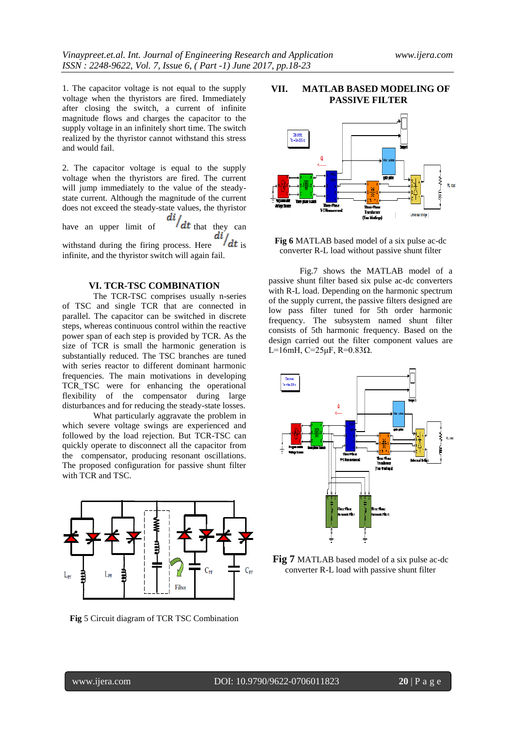1. The capacitor voltage is not equal to the supply voltage when the thyristors are fired. Immediately after closing the switch, a current of infinite magnitude flows and charges the capacitor to the supply voltage in an infinitely short time. The switch realized by the thyristor cannot withstand this stress and would fail.

2. The capacitor voltage is equal to the supply voltage when the thyristors are fired. The current will jump immediately to the value of the steady-state current. Although the magnitude of the current does not exceed the steady-state values, the thyristor have an upper limit of $di/dt$ that they can withstand during the firing process. Here $di/dt$ is infinite, and the thyristor switch will again fail.

## VI. TCR-TSC COMBINATION

The TCR-TSC comprises usually n-series of TSC and single TCR that are connected in parallel. The capacitor can be switched in discrete steps, whereas continuous control within the reactive power span of each step is provided by TCR. As the size of TCR is small the harmonic generation is substantially reduced. The TSC branches are tuned with series reactor to different dominant harmonic frequencies. The main motivations in developing TCR_TSC were for enhancing the operational flexibility of the compensator during large disturbances and for reducing the steady-state losses.

What particularly aggravate the problem in which severe voltage swings are experienced and followed by the load rejection. But TCR-TSC can quickly operate to disconnect all the capacitor from the compensator, producing resonant oscillations. The proposed configuration for passive shunt filter with TCR and TSC.

**Fig** 5 Circuit diagram of TCR TSC Combination

## VII. MATLAB BASED MODELING OF PASSIVE FILTER

**Fig 6** MATLAB based model of a six pulse ac-dc converter R-L load without passive shunt filter

Fig.7 shows the MATLAB model of a passive shunt filter based six pulse ac-dc converters with R-L load. Depending on the harmonic spectrum of the supply current, the passive filters designed are low pass filter tuned for 5th order harmonic frequency. The subsystem named shunt filter consists of 5th harmonic frequency. Based on the design carried out the filter component values are L=16mH, C=25μF, R=0.83Ω.

**Fig 7** MATLAB based model of a six pulse ac-dc converter R-L load with passive shunt filter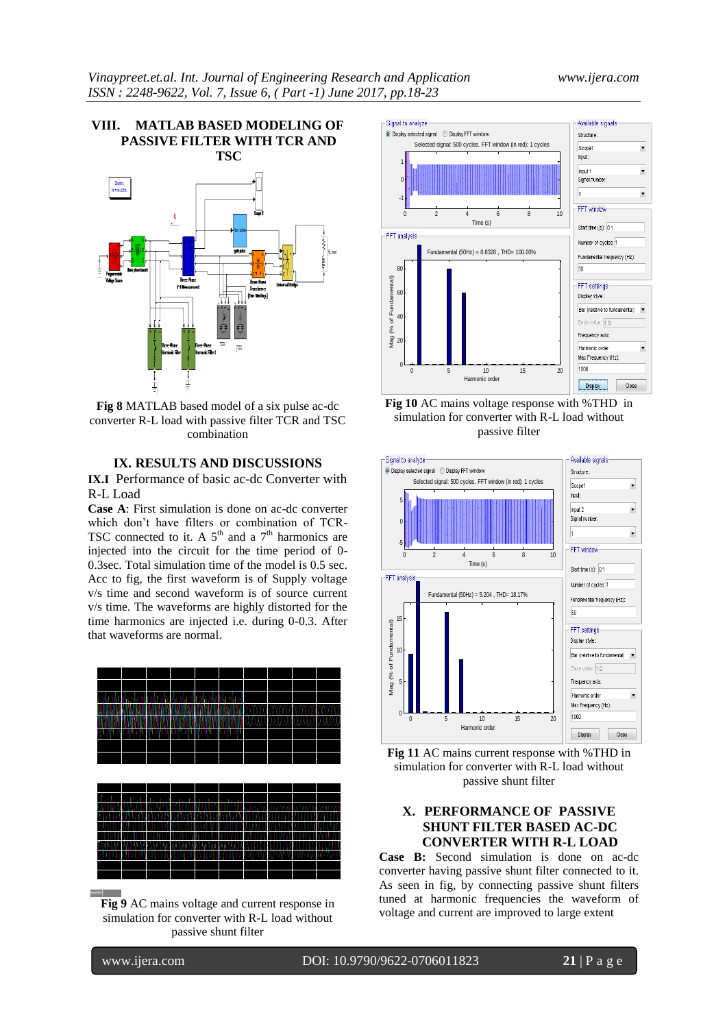## VIII. MATLAB BASED MODELING OF PASSIVE FILTER WITH TCR AND TSC

**Fig 8** MATLAB based model of a six pulse ac-dc converter R-L load with passive filter TCR and TSC combination

## IX. RESULTS AND DISCUSSIONS

### IX.I Performance of basic ac-dc Converter with R-L Load

**Case A**: First simulation is done on ac-dc converter which don't have filters or combination of TCR-TSC connected to it. A 5[th] and a 7[th] harmonics are injected into the circuit for the time period of 0-0.3sec. Total simulation time of the model is 0.5 sec. Acc to fig, the first waveform is of Supply voltage v/s time and second waveform is of source current v/s time. The waveforms are highly distorted for the time harmonics are injected i.e. during 0-0.3. After that waveforms are normal.

**Fig 9** AC mains voltage and current response in simulation for converter with R-L load without passive shunt filter

**Fig 10** AC mains voltage response with %THD in simulation for converter with R-L load without passive filter

**Fig 11** AC mains current response with %THD in simulation for converter with R-L load without passive shunt filter

## X. PERFORMANCE OF PASSIVE SHUNT FILTER BASED AC-DC CONVERTER WITH R-L LOAD

**Case B:** Second simulation is done on ac-dc converter having passive shunt filter connected to it. As seen in fig, by connecting passive shunt filters tuned at harmonic frequencies the waveform of voltage and current are improved to large extent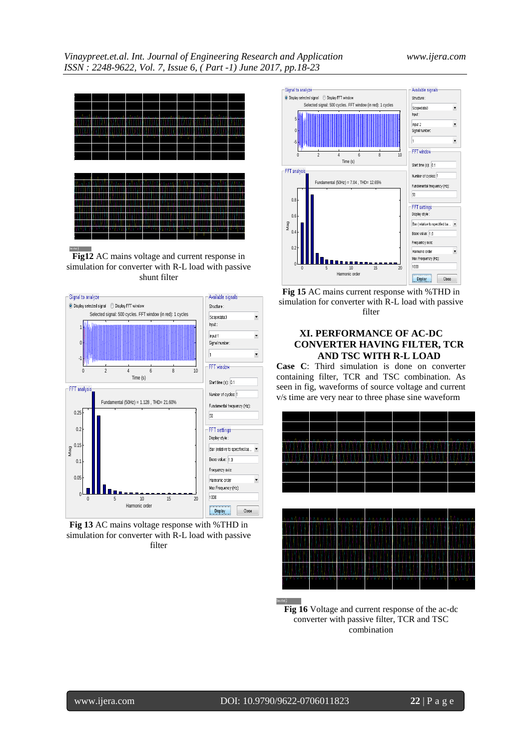**Fig12** AC mains voltage and current response in simulation for converter with R-L load with passive shunt filter

**Fig 13** AC mains voltage response with %THD in simulation for converter with R-L load with passive filter

**Fig 15** AC mains current response with %THD in simulation for converter with R-L load with passive filter

## XI. PERFORMANCE OF AC-DC CONVERTER HAVING FILTER, TCR AND TSC WITH R-L LOAD

**Case C**: Third simulation is done on converter containing filter, TCR and TSC combination. As seen in fig, waveforms of source voltage and current v/s time are very near to three phase sine waveform

**Fig 16** Voltage and current response of the ac-dc converter with passive filter, TCR and TSC combination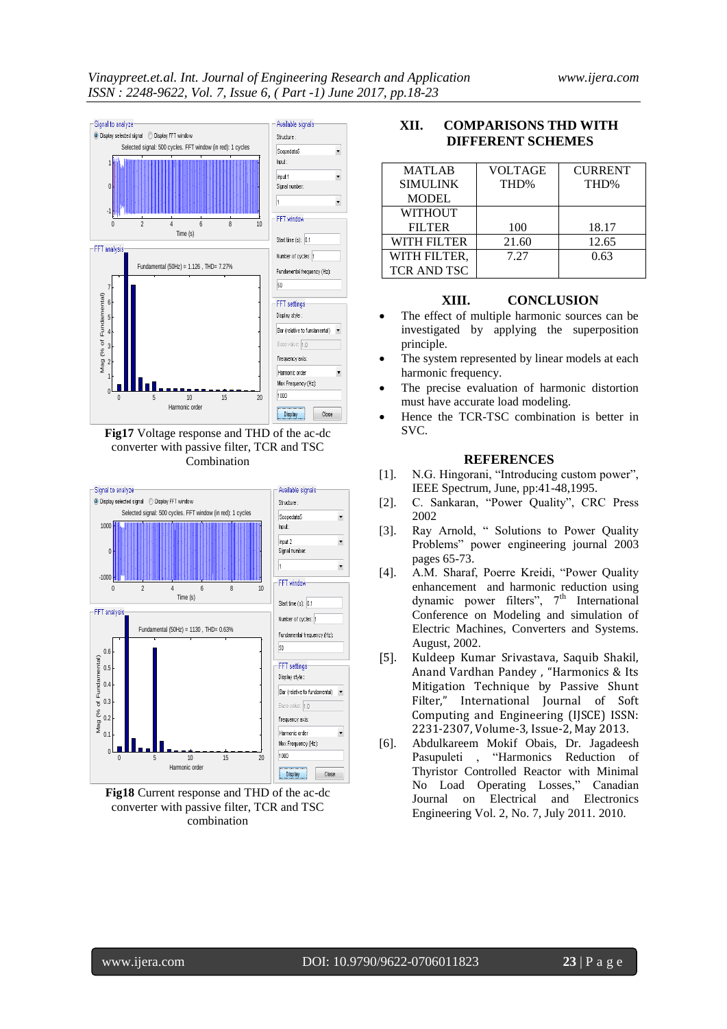Signal to analyze
Display selected signal   Display FFT window
Selected signal: 500 cycles. FFT window (in red): 1 cycles
1
0
-1
0 2 4 6 8 10
Time (s)

FFT analysis
Fundamental (50Hz) = 1.126 , THD= 7.27%
Mag (% of Fundamental)
7 6 5 4 3 2 1 0
0 5 10 15 20
Harmonic order

Available signals
Structure: Scopedata5
Input: input 1
Signal number: 1
FFT window
Start time (s): 0.1
Number of cycles: 1
Fundamental frequency (Hz): 50
FFT settings
Display style: Bar (relative to fundamental)
Base value: 1.0
Frequency axis: Harmonic order
Max Frequency (Hz): 1000
Display   Close

**Fig17** Voltage response and THD of the ac-dc converter with passive filter, TCR and TSC Combination

Signal to analyze
Display selected signal   Display FFT window
Selected signal: 500 cycles. FFT window (in red): 1 cycles
1000
0
-1000
0 2 4 6 8 10
Time (s)

FFT analysis
Fundamental (50Hz) = 1130 , THD= 0.63%
Mag (% of Fundamental)
0.6 0.5 0.4 0.3 0.2 0.1 0
0 5 10 15 20
Harmonic order

Available signals
Structure: Scopedata5
Input: input 2
Signal number: 1
FFT window
Start time (s): 0.1
Number of cycles: 1
Fundamental frequency (Hz): 50
FFT settings
Display style: Bar (relative to fundamental)
Base value: 1.0
Frequency axis: Harmonic order
Max Frequency (Hz): 1000
Display   Close

**Fig18** Current response and THD of the ac-dc converter with passive filter, TCR and TSC combination

## XII. COMPARISONS THD WITH DIFFERENT SCHEMES

| MATLAB SIMULINK MODEL | VOLTAGE THD% | CURRENT THD% |
|---|---|---|
| WITHOUT FILTER | 100 | 18.17 |
| WITH FILTER | 21.60 | 12.65 |
| WITH FILTER, TCR AND TSC | 7.27 | 0.63 |

## XIII. CONCLUSION

- The effect of multiple harmonic sources can be investigated by applying the superposition principle.
- The system represented by linear models at each harmonic frequency.
- The precise evaluation of harmonic distortion must have accurate load modeling.
- Hence the TCR-TSC combination is better in SVC.

## REFERENCES

[1]. N.G. Hingorani, "Introducing custom power", IEEE Spectrum, June, pp:41-48,1995.

[2]. C. Sankaran, "Power Quality", CRC Press 2002

[3]. Ray Arnold, " Solutions to Power Quality Problems" power engineering journal 2003 pages 65-73.

[4]. A.M. Sharaf, Poerre Kreidi, "Power Quality enhancement and harmonic reduction using dynamic power filters", 7th International Conference on Modeling and simulation of Electric Machines, Converters and Systems. August, 2002.

[5]. Kuldeep Kumar Srivastava, Saquib Shakil, Anand Vardhan Pandey , "Harmonics & Its Mitigation Technique by Passive Shunt Filter," International Journal of Soft Computing and Engineering (IJSCE) ISSN: 2231-2307, Volume-3, Issue-2, May 2013.

[6]. Abdulkareem Mokif Obais, Dr. Jagadeesh Pasupuleti , "Harmonics Reduction of Thyristor Controlled Reactor with Minimal No Load Operating Losses," Canadian Journal on Electrical and Electronics Engineering Vol. 2, No. 7, July 2011. 2010.